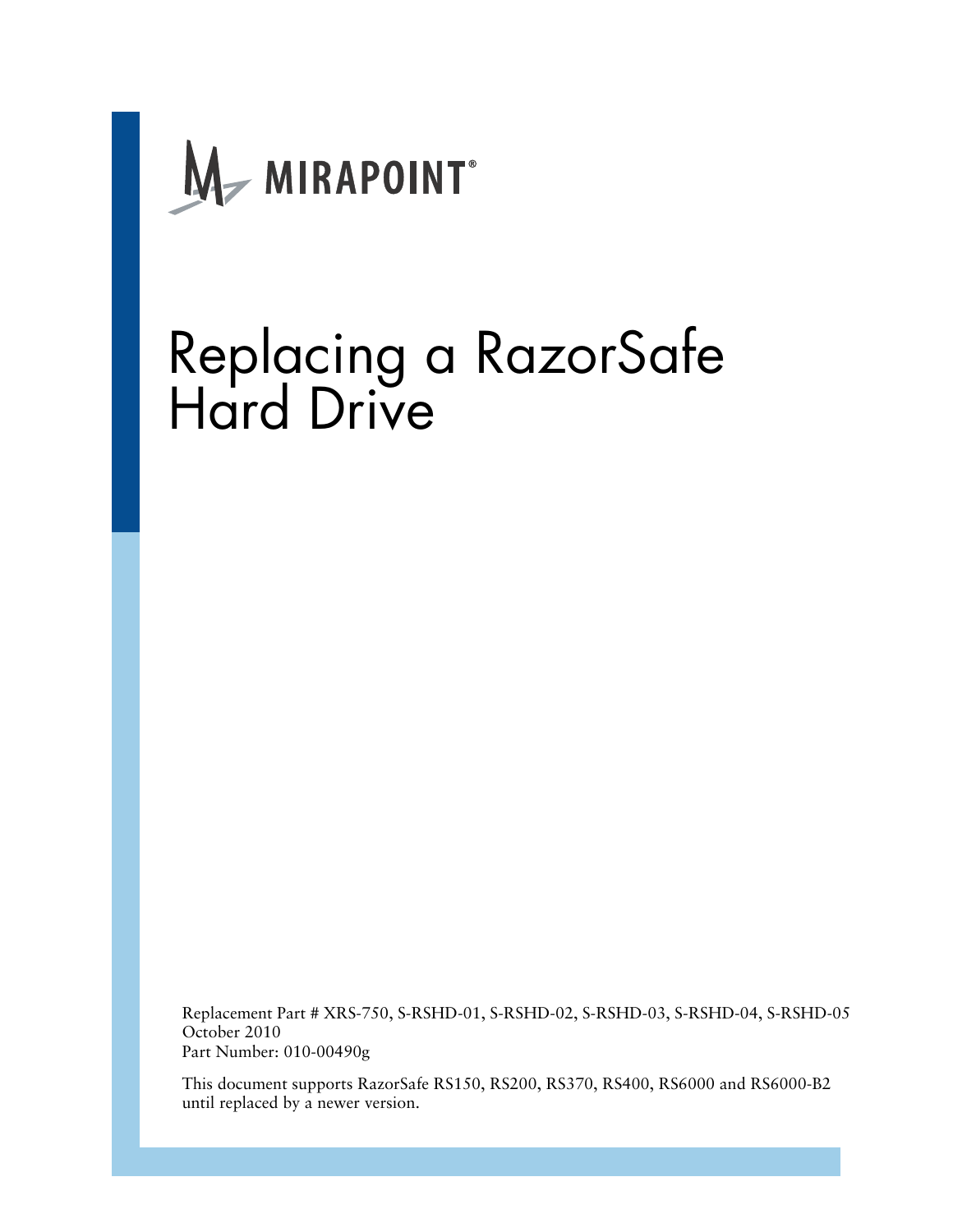MIRAPOINT®

# Replacing a RazorSafe Hard Drive

Replacement Part # XRS-750, S-RSHD-01, S-RSHD-02, S-RSHD-03, S-RSHD-04, S-RSHD-05
October 2010
Part Number: 010-00490g

This document supports RazorSafe RS150, RS200, RS370, RS400, RS6000 and RS6000-B2 until replaced by a newer version.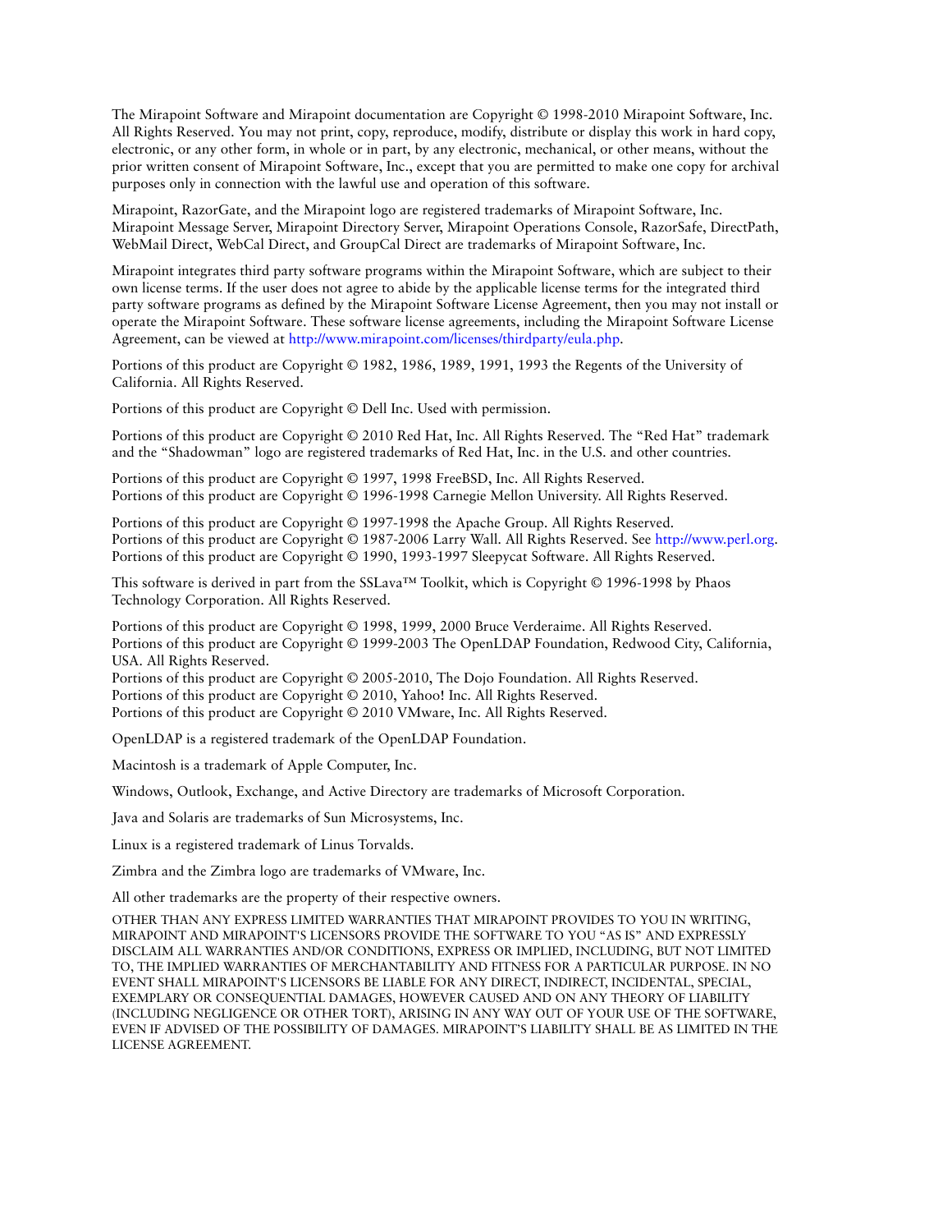The Mirapoint Software and Mirapoint documentation are Copyright © 1998-2010 Mirapoint Software, Inc. All Rights Reserved. You may not print, copy, reproduce, modify, distribute or display this work in hard copy, electronic, or any other form, in whole or in part, by any electronic, mechanical, or other means, without the prior written consent of Mirapoint Software, Inc., except that you are permitted to make one copy for archival purposes only in connection with the lawful use and operation of this software.

Mirapoint, RazorGate, and the Mirapoint logo are registered trademarks of Mirapoint Software, Inc. Mirapoint Message Server, Mirapoint Directory Server, Mirapoint Operations Console, RazorSafe, DirectPath, WebMail Direct, WebCal Direct, and GroupCal Direct are trademarks of Mirapoint Software, Inc.

Mirapoint integrates third party software programs within the Mirapoint Software, which are subject to their own license terms. If the user does not agree to abide by the applicable license terms for the integrated third party software programs as defined by the Mirapoint Software License Agreement, then you may not install or operate the Mirapoint Software. These software license agreements, including the Mirapoint Software License Agreement, can be viewed at http://www.mirapoint.com/licenses/thirdparty/eula.php.

Portions of this product are Copyright © 1982, 1986, 1989, 1991, 1993 the Regents of the University of California. All Rights Reserved.

Portions of this product are Copyright © Dell Inc. Used with permission.

Portions of this product are Copyright © 2010 Red Hat, Inc. All Rights Reserved. The "Red Hat" trademark and the "Shadowman" logo are registered trademarks of Red Hat, Inc. in the U.S. and other countries.

Portions of this product are Copyright © 1997, 1998 FreeBSD, Inc. All Rights Reserved.
Portions of this product are Copyright © 1996-1998 Carnegie Mellon University. All Rights Reserved.

Portions of this product are Copyright © 1997-1998 the Apache Group. All Rights Reserved.
Portions of this product are Copyright © 1987-2006 Larry Wall. All Rights Reserved. See http://www.perl.org.
Portions of this product are Copyright © 1990, 1993-1997 Sleepycat Software. All Rights Reserved.

This software is derived in part from the SSLava™ Toolkit, which is Copyright © 1996-1998 by Phaos Technology Corporation. All Rights Reserved.

Portions of this product are Copyright © 1998, 1999, 2000 Bruce Verderaime. All Rights Reserved.
Portions of this product are Copyright © 1999-2003 The OpenLDAP Foundation, Redwood City, California, USA. All Rights Reserved.
Portions of this product are Copyright © 2005-2010, The Dojo Foundation. All Rights Reserved.
Portions of this product are Copyright © 2010, Yahoo! Inc. All Rights Reserved.
Portions of this product are Copyright © 2010 VMware, Inc. All Rights Reserved.

OpenLDAP is a registered trademark of the OpenLDAP Foundation.

Macintosh is a trademark of Apple Computer, Inc.

Windows, Outlook, Exchange, and Active Directory are trademarks of Microsoft Corporation.

Java and Solaris are trademarks of Sun Microsystems, Inc.

Linux is a registered trademark of Linus Torvalds.

Zimbra and the Zimbra logo are trademarks of VMware, Inc.

All other trademarks are the property of their respective owners.

OTHER THAN ANY EXPRESS LIMITED WARRANTIES THAT MIRAPOINT PROVIDES TO YOU IN WRITING, MIRAPOINT AND MIRAPOINT'S LICENSORS PROVIDE THE SOFTWARE TO YOU "AS IS" AND EXPRESSLY DISCLAIM ALL WARRANTIES AND/OR CONDITIONS, EXPRESS OR IMPLIED, INCLUDING, BUT NOT LIMITED TO, THE IMPLIED WARRANTIES OF MERCHANTABILITY AND FITNESS FOR A PARTICULAR PURPOSE. IN NO EVENT SHALL MIRAPOINT'S LICENSORS BE LIABLE FOR ANY DIRECT, INDIRECT, INCIDENTAL, SPECIAL, EXEMPLARY OR CONSEQUENTIAL DAMAGES, HOWEVER CAUSED AND ON ANY THEORY OF LIABILITY (INCLUDING NEGLIGENCE OR OTHER TORT), ARISING IN ANY WAY OUT OF YOUR USE OF THE SOFTWARE, EVEN IF ADVISED OF THE POSSIBILITY OF DAMAGES. MIRAPOINT'S LIABILITY SHALL BE AS LIMITED IN THE LICENSE AGREEMENT.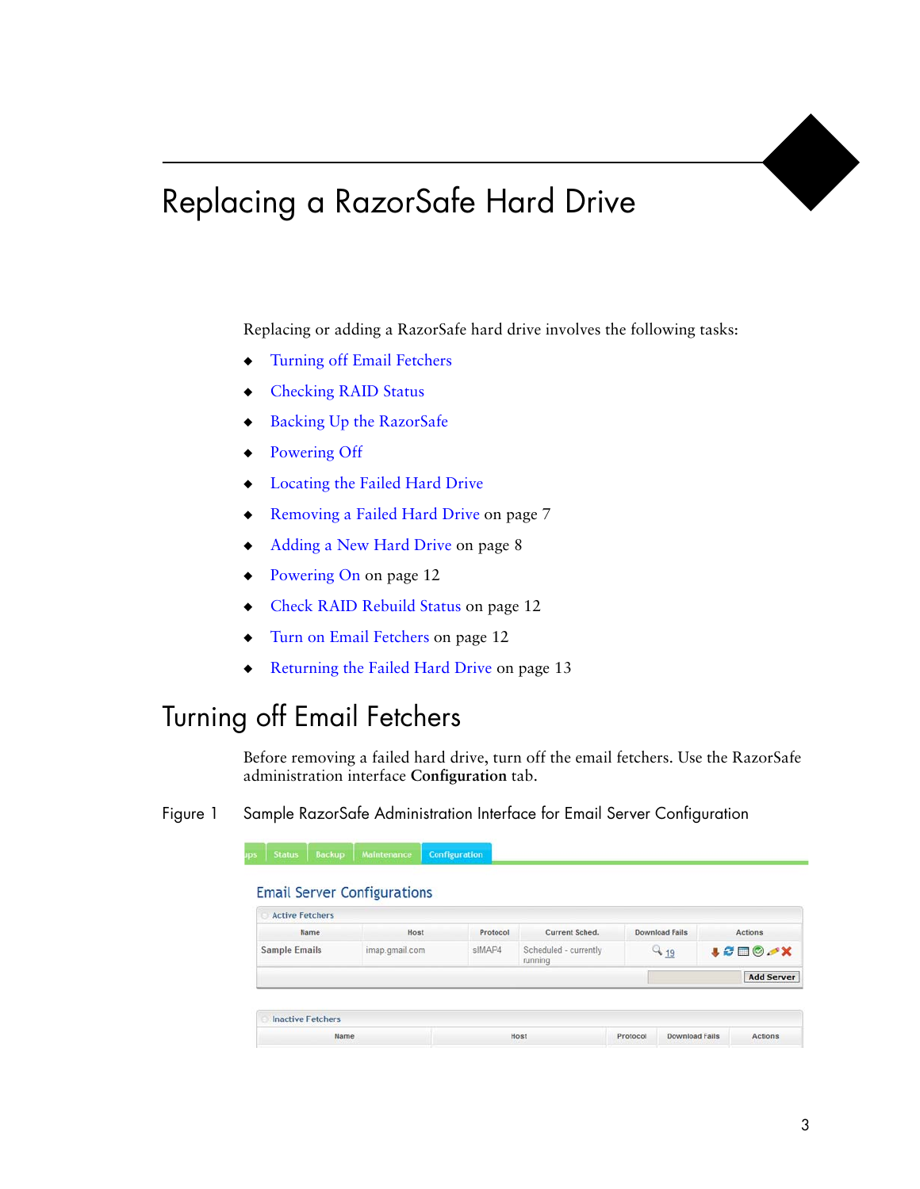# Replacing a RazorSafe Hard Drive

Replacing or adding a RazorSafe hard drive involves the following tasks:

- Turning off Email Fetchers
- Checking RAID Status
- Backing Up the RazorSafe
- Powering Off
- Locating the Failed Hard Drive
- Removing a Failed Hard Drive on page 7
- Adding a New Hard Drive on page 8
- Powering On on page 12
- Check RAID Rebuild Status on page 12
- Turn on Email Fetchers on page 12
- Returning the Failed Hard Drive on page 13

## Turning off Email Fetchers

Before removing a failed hard drive, turn off the email fetchers. Use the RazorSafe administration interface **Configuration** tab.

Figure 1 Sample RazorSafe Administration Interface for Email Server Configuration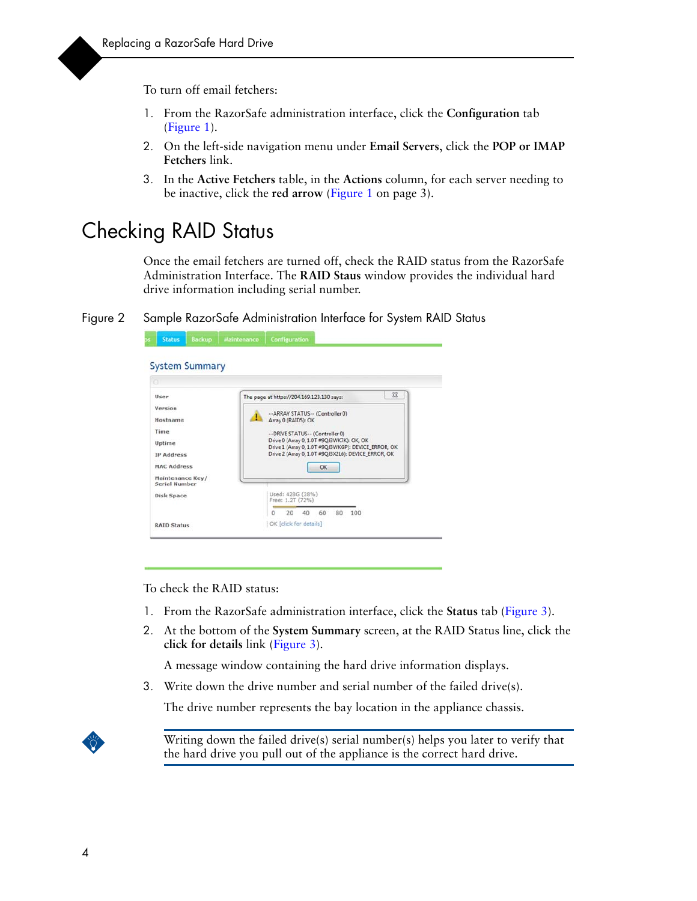To turn off email fetchers:

1. From the RazorSafe administration interface, click the **Configuration** tab (Figure 1).
2. On the left-side navigation menu under **Email Servers**, click the **POP or IMAP Fetchers** link.
3. In the **Active Fetchers** table, in the **Actions** column, for each server needing to be inactive, click the **red arrow** (Figure 1 on page 3).

# Checking RAID Status

Once the email fetchers are turned off, check the RAID status from the RazorSafe Administration Interface. The **RAID Staus** window provides the individual hard drive information including serial number.

Figure 2 Sample RazorSafe Administration Interface for System RAID Status

To check the RAID status:

1. From the RazorSafe administration interface, click the **Status** tab (Figure 3).
2. At the bottom of the **System Summary** screen, at the RAID Status line, click the **click for details** link (Figure 3).

   A message window containing the hard drive information displays.
3. Write down the drive number and serial number of the failed drive(s).

   The drive number represents the bay location in the appliance chassis.

Writing down the failed drive(s) serial number(s) helps you later to verify that the hard drive you pull out of the appliance is the correct hard drive.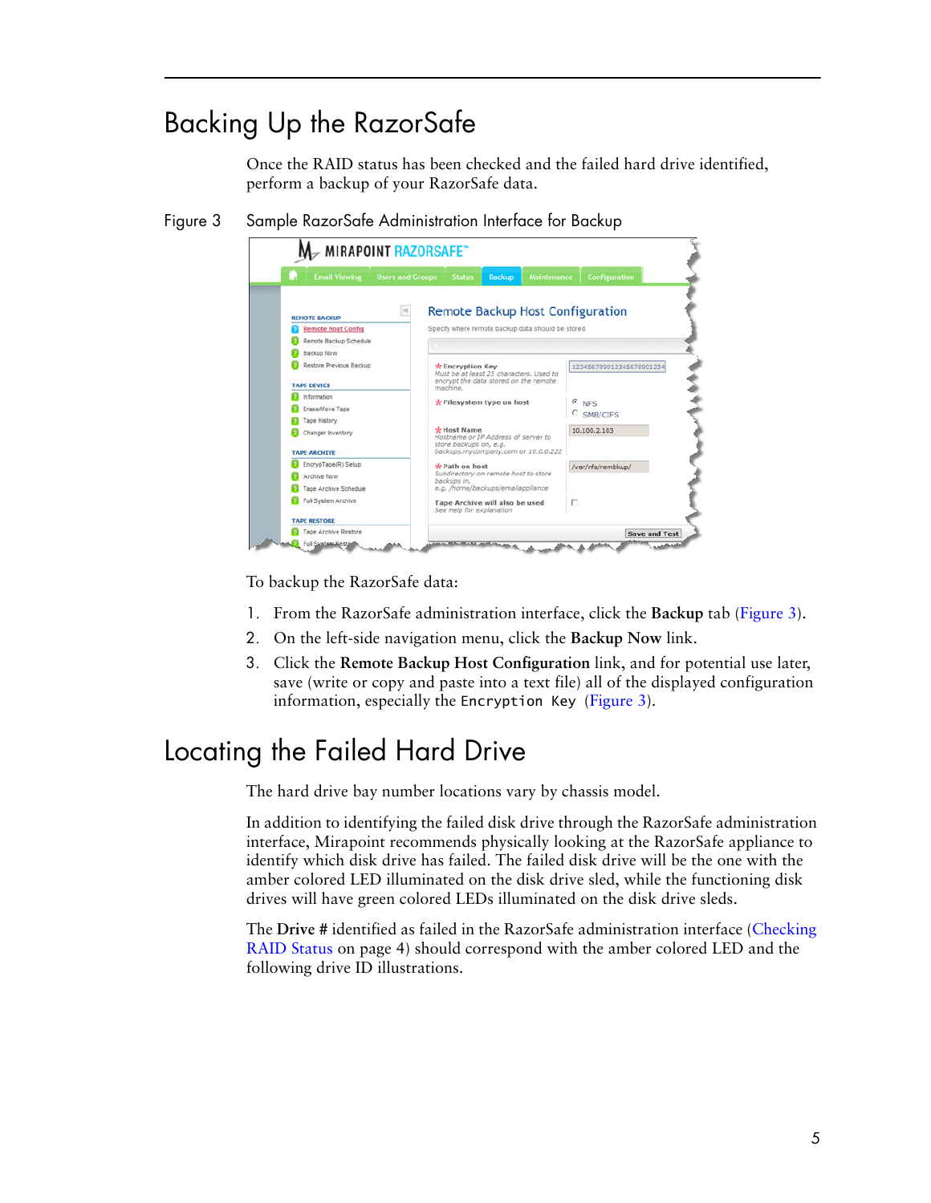# Backing Up the RazorSafe

Once the RAID status has been checked and the failed hard drive identified, perform a backup of your RazorSafe data.

Figure 3 Sample RazorSafe Administration Interface for Backup

To backup the RazorSafe data:

1. From the RazorSafe administration interface, click the **Backup** tab (Figure 3).
2. On the left-side navigation menu, click the **Backup Now** link.
3. Click the **Remote Backup Host Configuration** link, and for potential use later, save (write or copy and paste into a text file) all of the displayed configuration information, especially the `Encryption Key` (Figure 3).

# Locating the Failed Hard Drive

The hard drive bay number locations vary by chassis model.

In addition to identifying the failed disk drive through the RazorSafe administration interface, Mirapoint recommends physically looking at the RazorSafe appliance to identify which disk drive has failed. The failed disk drive will be the one with the amber colored LED illuminated on the disk drive sled, while the functioning disk drives will have green colored LEDs illuminated on the disk drive sleds.

The **Drive #** identified as failed in the RazorSafe administration interface (Checking RAID Status on page 4) should correspond with the amber colored LED and the following drive ID illustrations.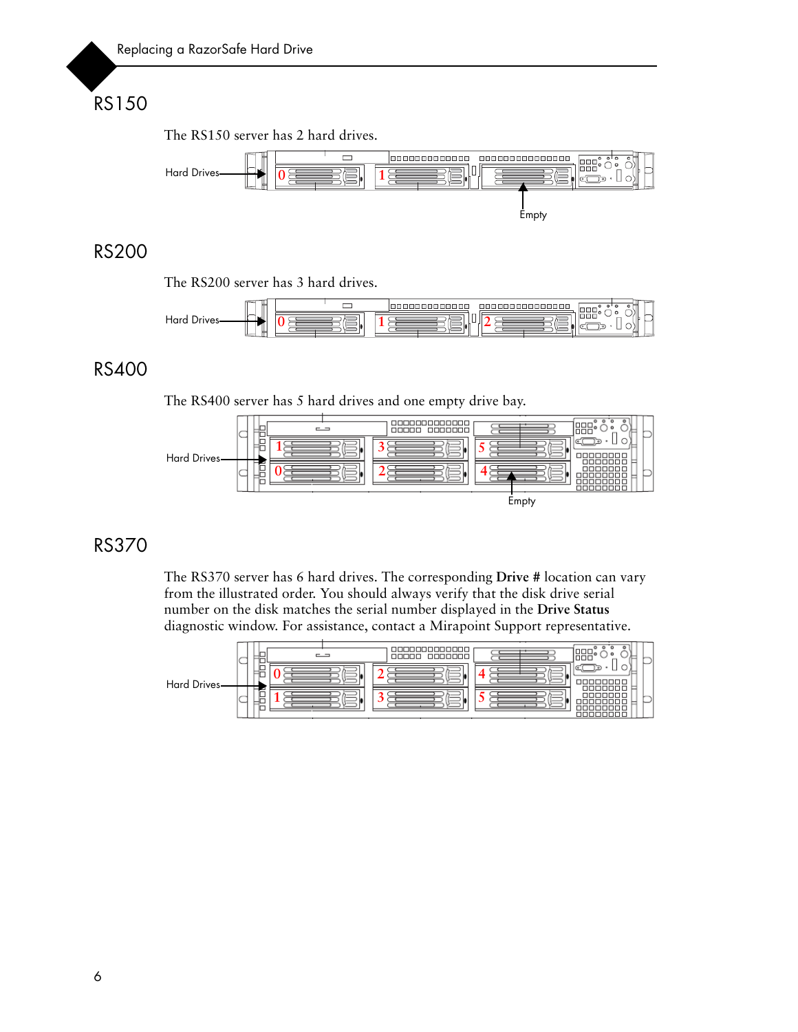## RS150

The RS150 server has 2 hard drives.

## RS200

The RS200 server has 3 hard drives.

## RS400

The RS400 server has 5 hard drives and one empty drive bay.

## RS370

The RS370 server has 6 hard drives. The corresponding **Drive #** location can vary from the illustrated order. You should always verify that the disk drive serial number on the disk matches the serial number displayed in the **Drive Status** diagnostic window. For assistance, contact a Mirapoint Support representative.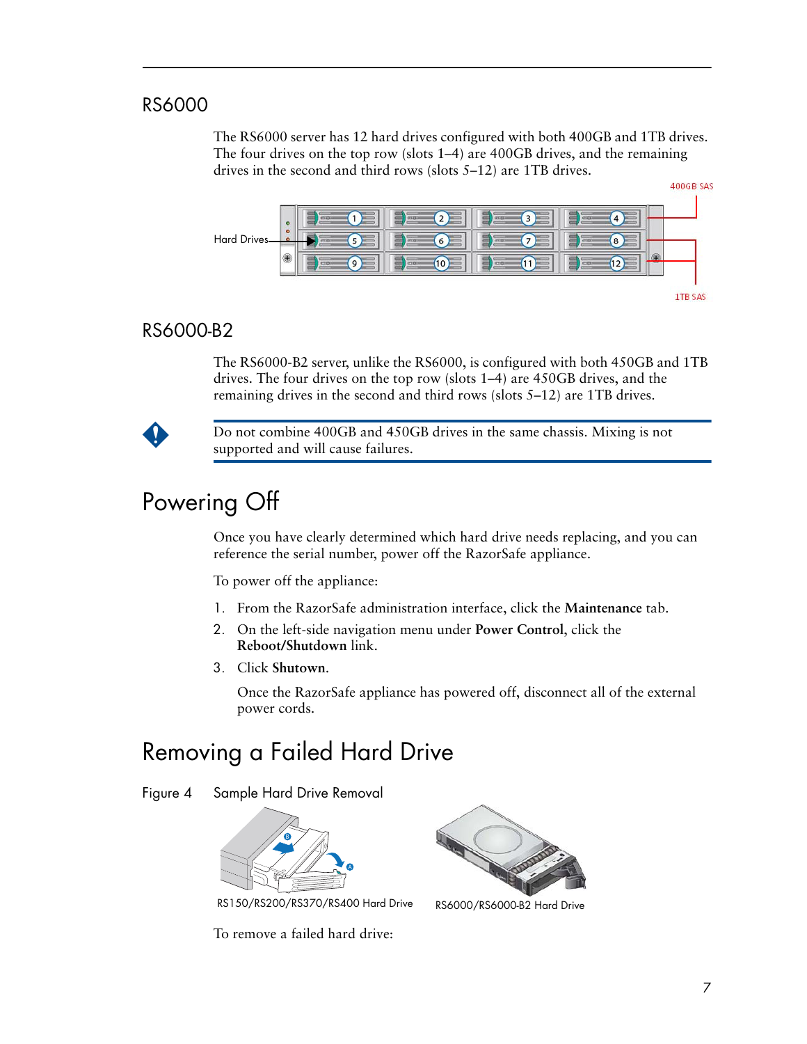## RS6000

The RS6000 server has 12 hard drives configured with both 400GB and 1TB drives. The four drives on the top row (slots 1–4) are 400GB drives, and the remaining drives in the second and third rows (slots 5–12) are 1TB drives.

## RS6000-B2

The RS6000-B2 server, unlike the RS6000, is configured with both 450GB and 1TB drives. The four drives on the top row (slots 1–4) are 450GB drives, and the remaining drives in the second and third rows (slots 5–12) are 1TB drives.

> Do not combine 400GB and 450GB drives in the same chassis. Mixing is not supported and will cause failures.

# Powering Off

Once you have clearly determined which hard drive needs replacing, and you can reference the serial number, power off the RazorSafe appliance.

To power off the appliance:

1. From the RazorSafe administration interface, click the **Maintenance** tab.
2. On the left-side navigation menu under **Power Control**, click the **Reboot/Shutdown** link.
3. Click **Shutown**.

   Once the RazorSafe appliance has powered off, disconnect all of the external power cords.

# Removing a Failed Hard Drive

Figure 4 Sample Hard Drive Removal

RS150/RS200/RS370/RS400 Hard Drive

RS6000/RS6000-B2 Hard Drive

To remove a failed hard drive: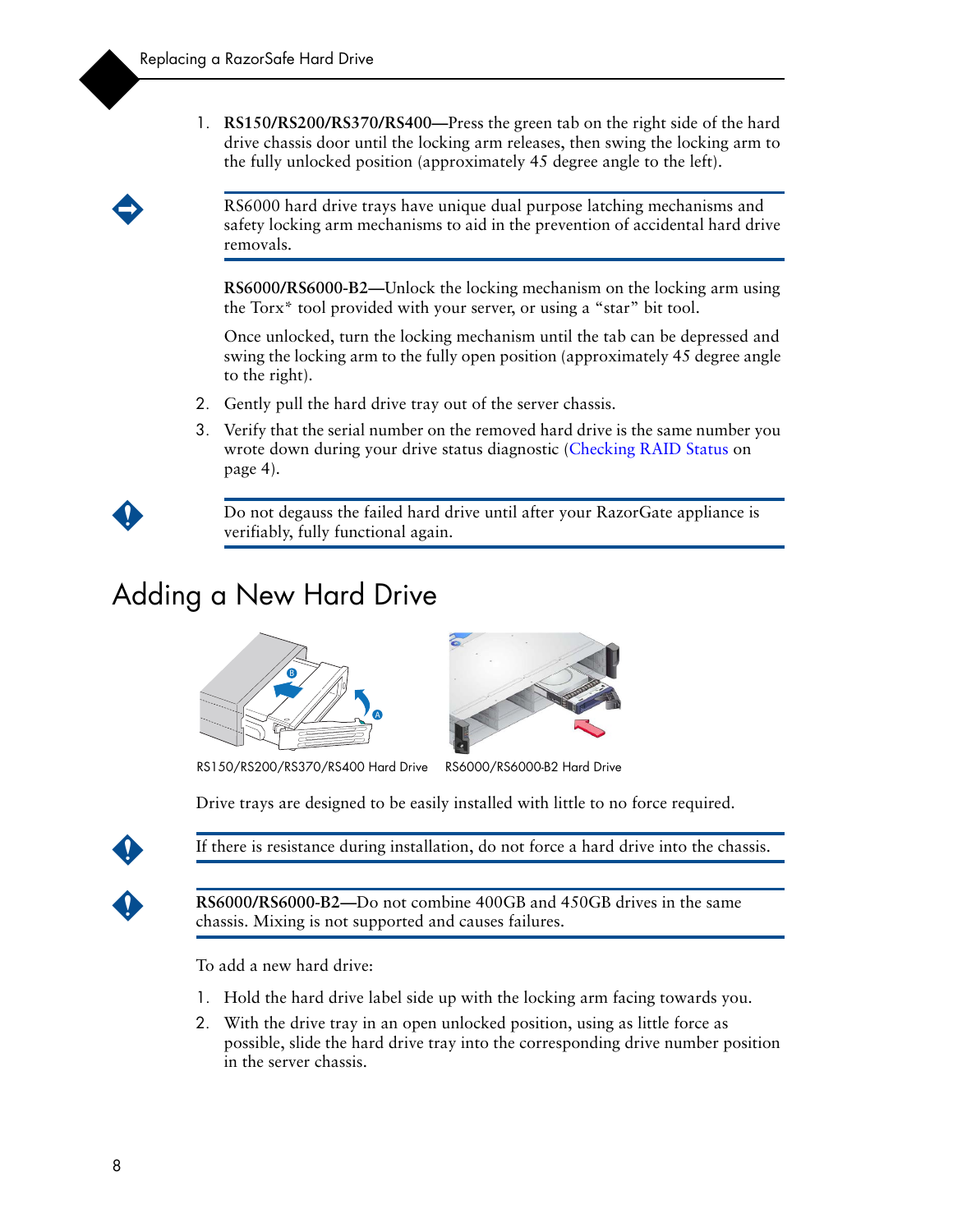1. **RS150/RS200/RS370/RS400—**Press the green tab on the right side of the hard drive chassis door until the locking arm releases, then swing the locking arm to the fully unlocked position (approximately 45 degree angle to the left).

   RS6000 hard drive trays have unique dual purpose latching mechanisms and safety locking arm mechanisms to aid in the prevention of accidental hard drive removals.

   **RS6000/RS6000-B2—**Unlock the locking mechanism on the locking arm using the Torx* tool provided with your server, or using a "star" bit tool.

   Once unlocked, turn the locking mechanism until the tab can be depressed and swing the locking arm to the fully open position (approximately 45 degree angle to the right).

2. Gently pull the hard drive tray out of the server chassis.
3. Verify that the serial number on the removed hard drive is the same number you wrote down during your drive status diagnostic (Checking RAID Status on page 4).

Do not degauss the failed hard drive until after your RazorGate appliance is verifiably, fully functional again.

## Adding a New Hard Drive

RS150/RS200/RS370/RS400 Hard Drive

RS6000/RS6000-B2 Hard Drive

Drive trays are designed to be easily installed with little to no force required.

If there is resistance during installation, do not force a hard drive into the chassis.

**RS6000/RS6000-B2—**Do not combine 400GB and 450GB drives in the same chassis. Mixing is not supported and causes failures.

To add a new hard drive:

1. Hold the hard drive label side up with the locking arm facing towards you.
2. With the drive tray in an open unlocked position, using as little force as possible, slide the hard drive tray into the corresponding drive number position in the server chassis.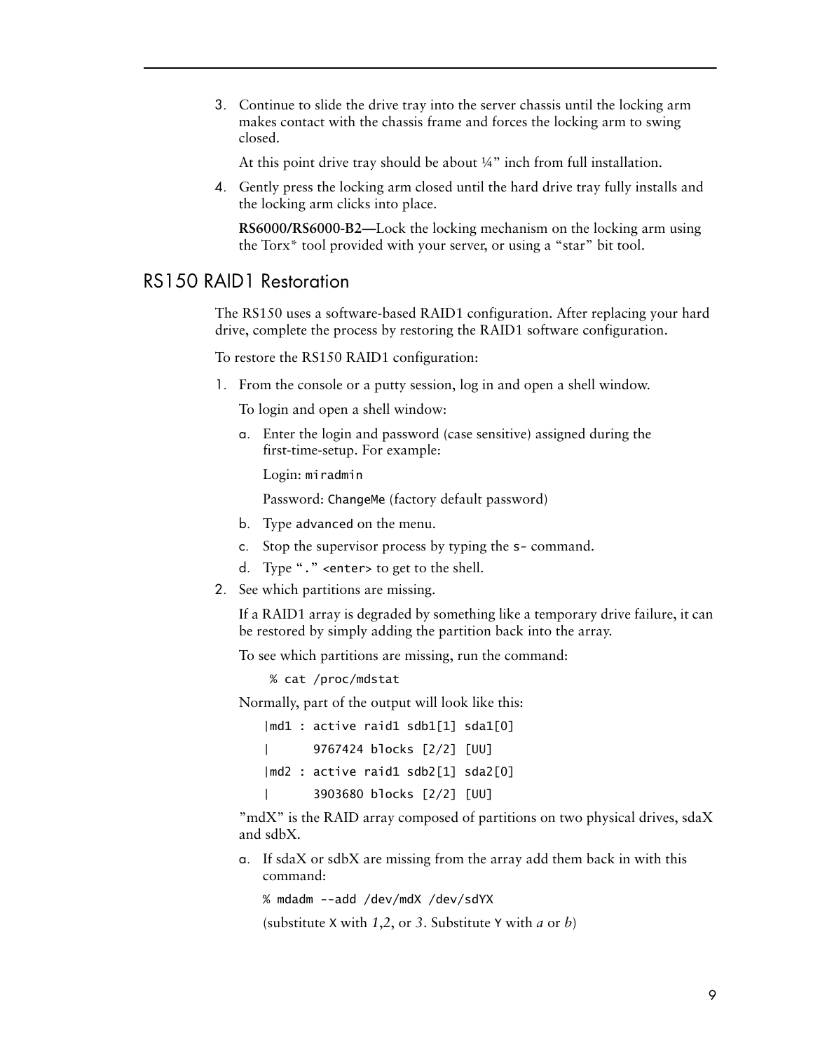3. Continue to slide the drive tray into the server chassis until the locking arm makes contact with the chassis frame and forces the locking arm to swing closed.

   At this point drive tray should be about ¼" inch from full installation.

4. Gently press the locking arm closed until the hard drive tray fully installs and the locking arm clicks into place.

   **RS6000/RS6000-B2—**Lock the locking mechanism on the locking arm using the Torx* tool provided with your server, or using a "star" bit tool.

## RS150 RAID1 Restoration

The RS150 uses a software-based RAID1 configuration. After replacing your hard drive, complete the process by restoring the RAID1 software configuration.

To restore the RS150 RAID1 configuration:

1. From the console or a putty session, log in and open a shell window.

   To login and open a shell window:

   a. Enter the login and password (case sensitive) assigned during the first-time-setup. For example:

      Login: `miradmin`

      Password: `ChangeMe` (factory default password)

   b. Type `advanced` on the menu.

   c. Stop the supervisor process by typing the `s-` command.

   d. Type "`.`" `<enter>` to get to the shell.

2. See which partitions are missing.

   If a RAID1 array is degraded by something like a temporary drive failure, it can be restored by simply adding the partition back into the array.

   To see which partitions are missing, run the command:

   ```
   % cat /proc/mdstat
   ```

   Normally, part of the output will look like this:

   ```
   |md1 : active raid1 sdb1[1] sda1[0]
   |      9767424 blocks [2/2] [UU]
   |md2 : active raid1 sdb2[1] sda2[0]
   |      3903680 blocks [2/2] [UU]
   ```

   "mdX" is the RAID array composed of partitions on two physical drives, sdaX and sdbX.

   a. If sdaX or sdbX are missing from the array add them back in with this command:

      ```
      % mdadm --add /dev/mdX /dev/sdYX
      ```

      (substitute `X` with *1*,*2*, or *3*. Substitute `Y` with *a* or *b*)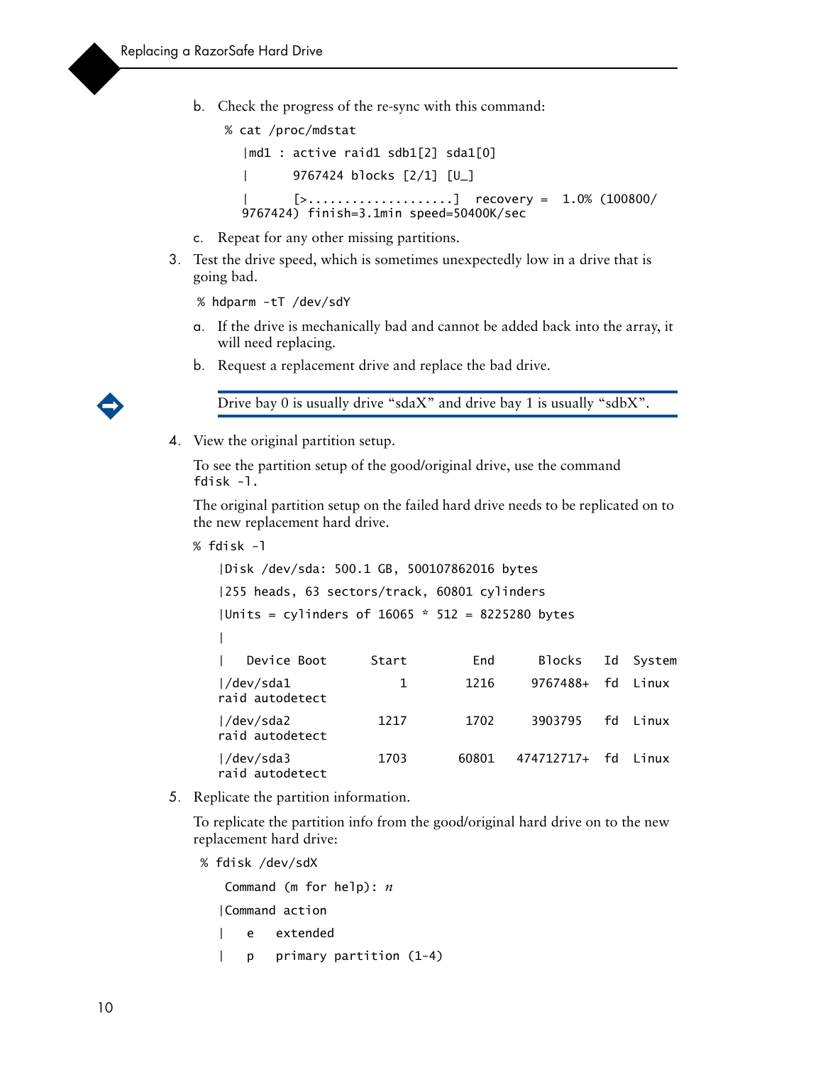b. Check the progress of the re-sync with this command:

```
% cat /proc/mdstat
   |md1 : active raid1 sdb1[2] sda1[0]
   |      9767424 blocks [2/1] [U_]
   |      [>....................]  recovery =  1.0% (100800/
   9767424) finish=3.1min speed=50400K/sec
```

c. Repeat for any other missing partitions.

3. Test the drive speed, which is sometimes unexpectedly low in a drive that is going bad.

```
% hdparm -tT /dev/sdY
```

a. If the drive is mechanically bad and cannot be added back into the array, it will need replacing.

b. Request a replacement drive and replace the bad drive.

> Drive bay 0 is usually drive "sdaX" and drive bay 1 is usually "sdbX".

4. View the original partition setup.

To see the partition setup of the good/original drive, use the command `fdisk -l`.

The original partition setup on the failed hard drive needs to be replicated on to the new replacement hard drive.

```
% fdisk -l
    |Disk /dev/sda: 500.1 GB, 500107862016 bytes
    |255 heads, 63 sectors/track, 60801 cylinders
    |Units = cylinders of 16065 * 512 = 8225280 bytes
    |
    |   Device Boot      Start         End      Blocks   Id  System
    |/dev/sda1               1        1216     9767488+  fd  Linux
    raid autodetect
    |/dev/sda2            1217        1702     3903795   fd  Linux
    raid autodetect
    |/dev/sda3            1703       60801   474712717+  fd  Linux
    raid autodetect
```

5. Replicate the partition information.

To replicate the partition info from the good/original hard drive on to the new replacement hard drive:

```
% fdisk /dev/sdX
     Command (m for help): n
    |Command action
    |    e   extended
    |    p   primary partition (1-4)
```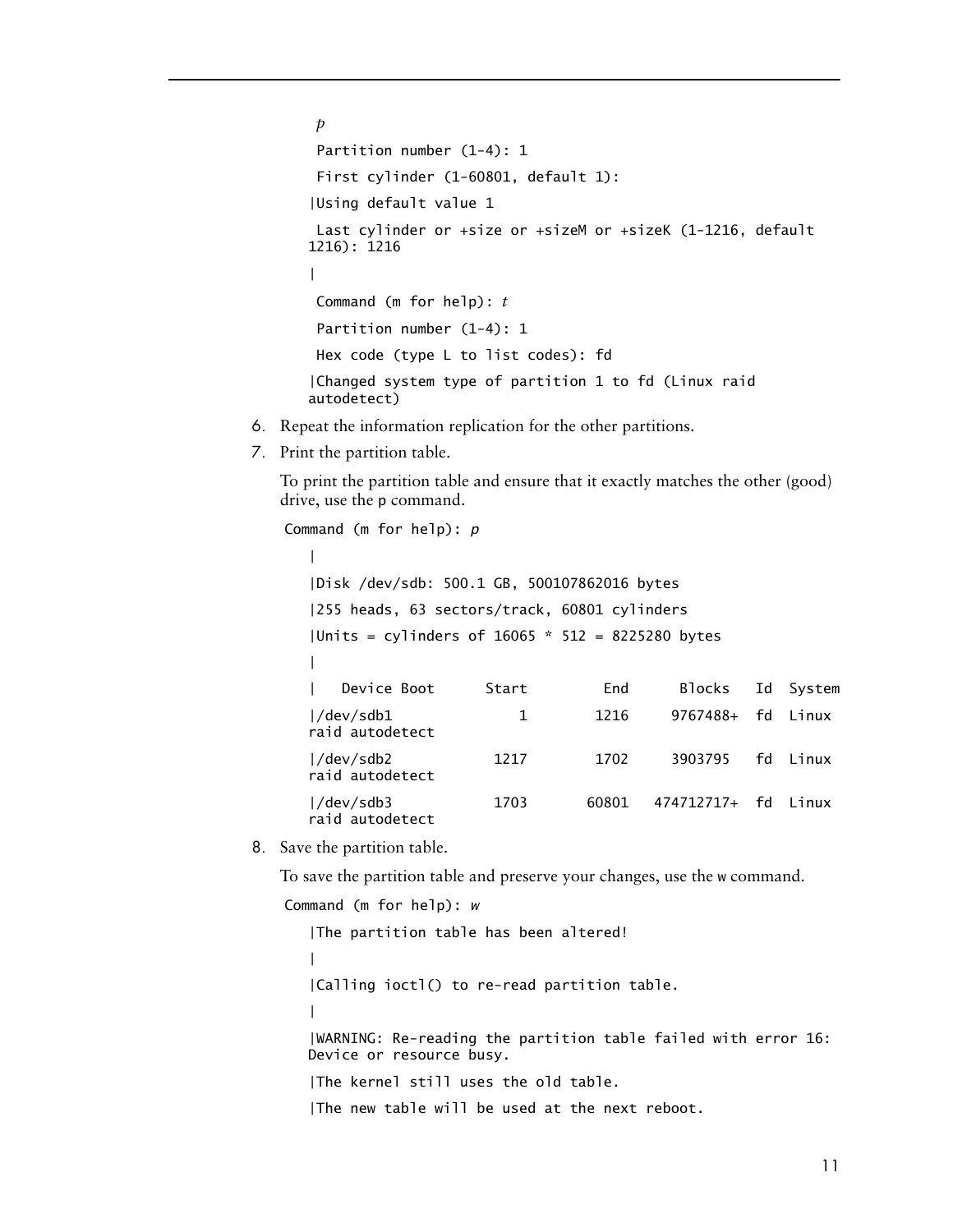```
 p
 Partition number (1-4): 1
 First cylinder (1-60801, default 1):
|Using default value 1
 Last cylinder or +size or +sizeM or +sizeK (1-1216, default 
1216): 1216
|
 Command (m for help): t
 Partition number (1-4): 1
 Hex code (type L to list codes): fd
|Changed system type of partition 1 to fd (Linux raid 
autodetect)
```

6. Repeat the information replication for the other partitions.
7. Print the partition table.

   To print the partition table and ensure that it exactly matches the other (good) drive, use the p command.

```
Command (m for help): p
|
|Disk /dev/sdb: 500.1 GB, 500107862016 bytes
|255 heads, 63 sectors/track, 60801 cylinders
|Units = cylinders of 16065 * 512 = 8225280 bytes
|
|   Device Boot      Start         End      Blocks   Id  System
|/dev/sdb1               1        1216     9767488+  fd  Linux 
raid autodetect
|/dev/sdb2            1217        1702     3903795   fd  Linux 
raid autodetect
|/dev/sdb3            1703       60801   474712717+  fd  Linux 
raid autodetect
```

8. Save the partition table.

   To save the partition table and preserve your changes, use the w command.

```
Command (m for help): w
|The partition table has been altered!
|
|Calling ioctl() to re-read partition table.
|
|WARNING: Re-reading the partition table failed with error 16: 
Device or resource busy.
|The kernel still uses the old table.
|The new table will be used at the next reboot.
```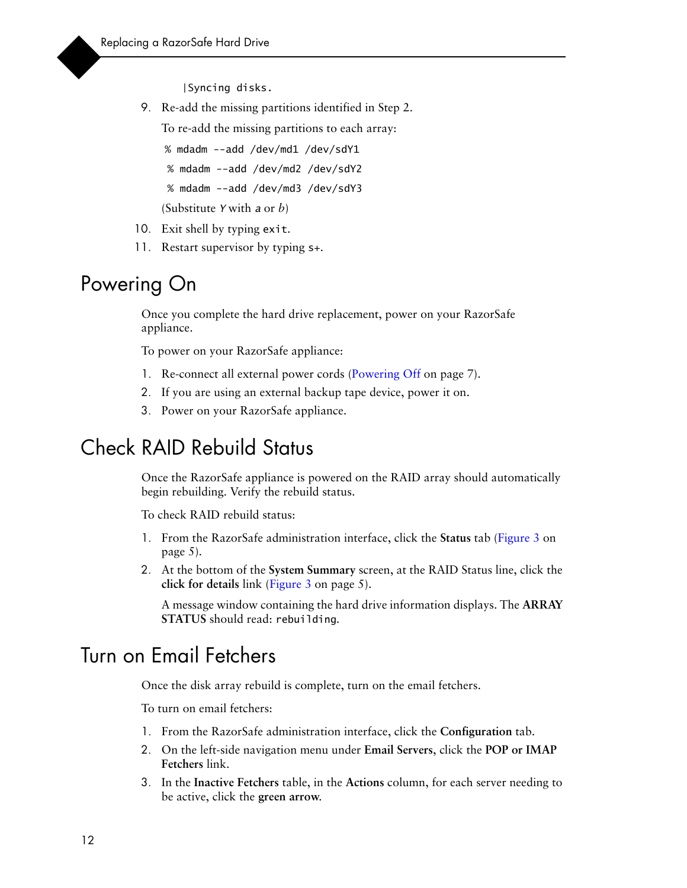```
|Syncing disks.
```

9. Re-add the missing partitions identified in Step 2.

   To re-add the missing partitions to each array:

   ```
   % mdadm --add /dev/md1 /dev/sdY1
   % mdadm --add /dev/md2 /dev/sdY2
   % mdadm --add /dev/md3 /dev/sdY3
   ```

   (Substitute `Y` with `a` or *b*)

10. Exit shell by typing `exit`.
11. Restart supervisor by typing `s+`.

# Powering On

Once you complete the hard drive replacement, power on your RazorSafe appliance.

To power on your RazorSafe appliance:

1. Re-connect all external power cords (Powering Off on page 7).
2. If you are using an external backup tape device, power it on.
3. Power on your RazorSafe appliance.

# Check RAID Rebuild Status

Once the RazorSafe appliance is powered on the RAID array should automatically begin rebuilding. Verify the rebuild status.

To check RAID rebuild status:

1. From the RazorSafe administration interface, click the **Status** tab (Figure 3 on page 5).
2. At the bottom of the **System Summary** screen, at the RAID Status line, click the **click for details** link (Figure 3 on page 5).

   A message window containing the hard drive information displays. The **ARRAY STATUS** should read: `rebuilding`.

# Turn on Email Fetchers

Once the disk array rebuild is complete, turn on the email fetchers.

To turn on email fetchers:

1. From the RazorSafe administration interface, click the **Configuration** tab.
2. On the left-side navigation menu under **Email Servers**, click the **POP or IMAP Fetchers** link.
3. In the **Inactive Fetchers** table, in the **Actions** column, for each server needing to be active, click the **green arrow**.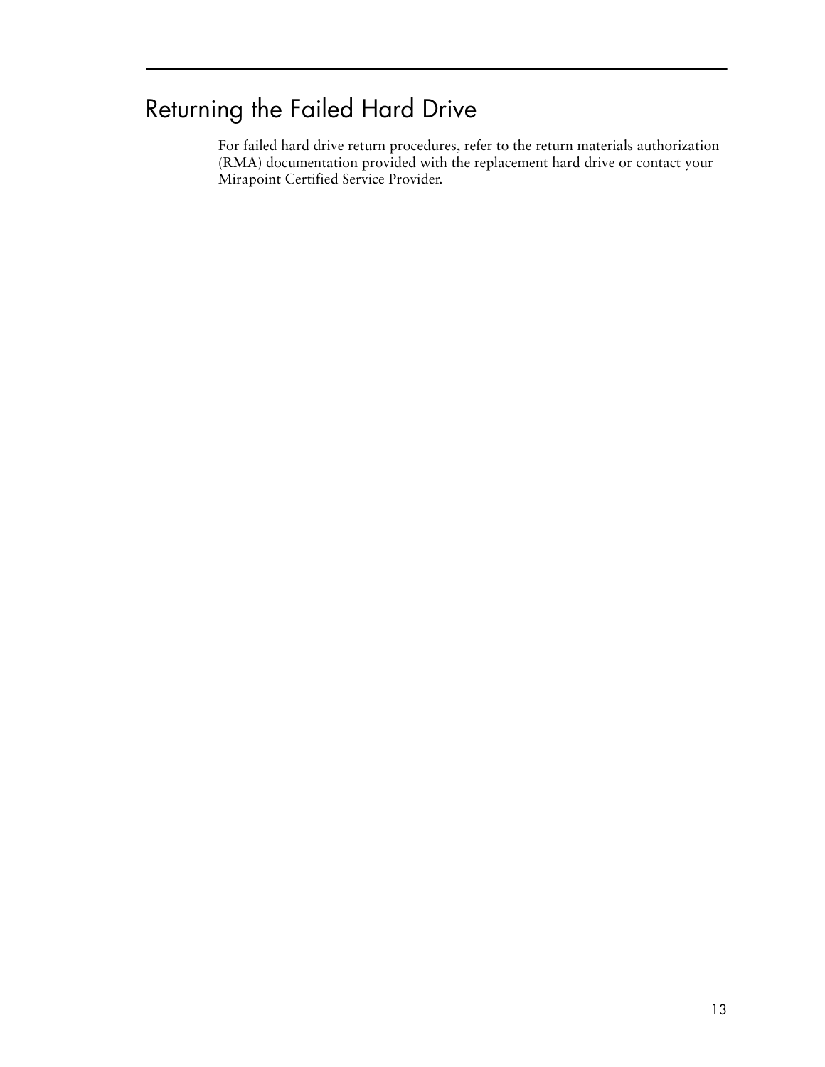# Returning the Failed Hard Drive

For failed hard drive return procedures, refer to the return materials authorization (RMA) documentation provided with the replacement hard drive or contact your Mirapoint Certified Service Provider.